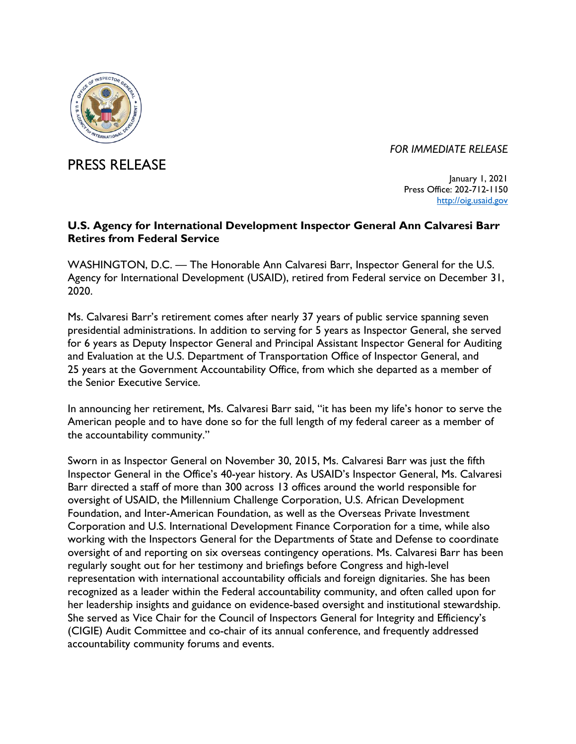*FOR IMMEDIATE RELEASE*

# PRESS RELEASE

January 1, 2021
Press Office: 202-712-1150
http://oig.usaid.gov

**U.S. Agency for International Development Inspector General Ann Calvaresi Barr Retires from Federal Service**

WASHINGTON, D.C. — The Honorable Ann Calvaresi Barr, Inspector General for the U.S. Agency for International Development (USAID), retired from Federal service on December 31, 2020.

Ms. Calvaresi Barr's retirement comes after nearly 37 years of public service spanning seven presidential administrations. In addition to serving for 5 years as Inspector General, she served for 6 years as Deputy Inspector General and Principal Assistant Inspector General for Auditing and Evaluation at the U.S. Department of Transportation Office of Inspector General, and 25 years at the Government Accountability Office, from which she departed as a member of the Senior Executive Service.

In announcing her retirement, Ms. Calvaresi Barr said, "it has been my life's honor to serve the American people and to have done so for the full length of my federal career as a member of the accountability community."

Sworn in as Inspector General on November 30, 2015, Ms. Calvaresi Barr was just the fifth Inspector General in the Office's 40-year history. As USAID's Inspector General, Ms. Calvaresi Barr directed a staff of more than 300 across 13 offices around the world responsible for oversight of USAID, the Millennium Challenge Corporation, U.S. African Development Foundation, and Inter-American Foundation, as well as the Overseas Private Investment Corporation and U.S. International Development Finance Corporation for a time, while also working with the Inspectors General for the Departments of State and Defense to coordinate oversight of and reporting on six overseas contingency operations. Ms. Calvaresi Barr has been regularly sought out for her testimony and briefings before Congress and high-level representation with international accountability officials and foreign dignitaries. She has been recognized as a leader within the Federal accountability community, and often called upon for her leadership insights and guidance on evidence-based oversight and institutional stewardship. She served as Vice Chair for the Council of Inspectors General for Integrity and Efficiency's (CIGIE) Audit Committee and co-chair of its annual conference, and frequently addressed accountability community forums and events.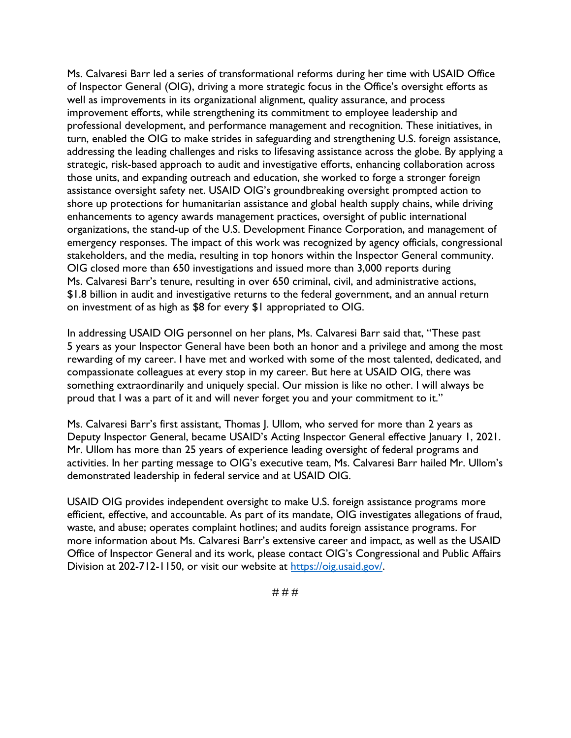Ms. Calvaresi Barr led a series of transformational reforms during her time with USAID Office of Inspector General (OIG), driving a more strategic focus in the Office's oversight efforts as well as improvements in its organizational alignment, quality assurance, and process improvement efforts, while strengthening its commitment to employee leadership and professional development, and performance management and recognition. These initiatives, in turn, enabled the OIG to make strides in safeguarding and strengthening U.S. foreign assistance, addressing the leading challenges and risks to lifesaving assistance across the globe. By applying a strategic, risk-based approach to audit and investigative efforts, enhancing collaboration across those units, and expanding outreach and education, she worked to forge a stronger foreign assistance oversight safety net. USAID OIG's groundbreaking oversight prompted action to shore up protections for humanitarian assistance and global health supply chains, while driving enhancements to agency awards management practices, oversight of public international organizations, the stand-up of the U.S. Development Finance Corporation, and management of emergency responses. The impact of this work was recognized by agency officials, congressional stakeholders, and the media, resulting in top honors within the Inspector General community. OIG closed more than 650 investigations and issued more than 3,000 reports during Ms. Calvaresi Barr's tenure, resulting in over 650 criminal, civil, and administrative actions, $1.8 billion in audit and investigative returns to the federal government, and an annual return on investment of as high as $8 for every $1 appropriated to OIG.

In addressing USAID OIG personnel on her plans, Ms. Calvaresi Barr said that, "These past 5 years as your Inspector General have been both an honor and a privilege and among the most rewarding of my career. I have met and worked with some of the most talented, dedicated, and compassionate colleagues at every stop in my career. But here at USAID OIG, there was something extraordinarily and uniquely special. Our mission is like no other. I will always be proud that I was a part of it and will never forget you and your commitment to it."

Ms. Calvaresi Barr's first assistant, Thomas J. Ullom, who served for more than 2 years as Deputy Inspector General, became USAID's Acting Inspector General effective January 1, 2021. Mr. Ullom has more than 25 years of experience leading oversight of federal programs and activities. In her parting message to OIG's executive team, Ms. Calvaresi Barr hailed Mr. Ullom's demonstrated leadership in federal service and at USAID OIG.

USAID OIG provides independent oversight to make U.S. foreign assistance programs more efficient, effective, and accountable. As part of its mandate, OIG investigates allegations of fraud, waste, and abuse; operates complaint hotlines; and audits foreign assistance programs. For more information about Ms. Calvaresi Barr's extensive career and impact, as well as the USAID Office of Inspector General and its work, please contact OIG's Congressional and Public Affairs Division at 202-712-1150, or visit our website at [https://oig.usaid.gov/](https://oig.usaid.gov/).

# # #